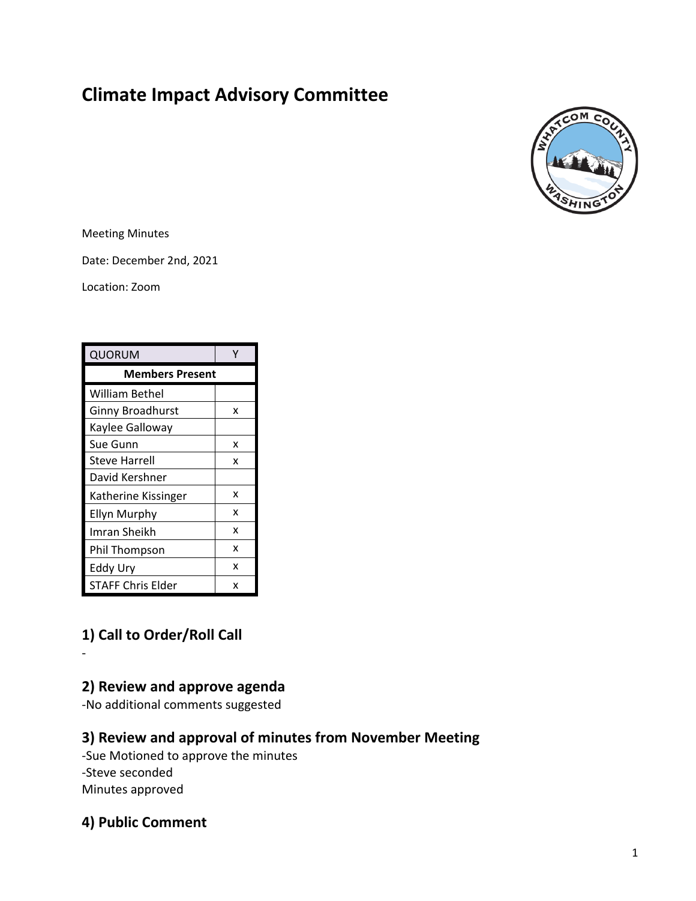# Climate Impact Advisory Committee

Meeting Minutes

Date: December 2nd, 2021

Location: Zoom

| QUORUM | Y |
|---|---|
| **Members Present** | |
| William Bethel | |
| Ginny Broadhurst | x |
| Kaylee Galloway | |
| Sue Gunn | x |
| Steve Harrell | x |
| David Kershner | |
| Katherine Kissinger | x |
| Ellyn Murphy | x |
| Imran Sheikh | x |
| Phil Thompson | x |
| Eddy Ury | x |
| STAFF Chris Elder | x |

## 1) Call to Order/Roll Call

-

## 2) Review and approve agenda

-No additional comments suggested

## 3) Review and approval of minutes from November Meeting

-Sue Motioned to approve the minutes
-Steve seconded
Minutes approved

## 4) Public Comment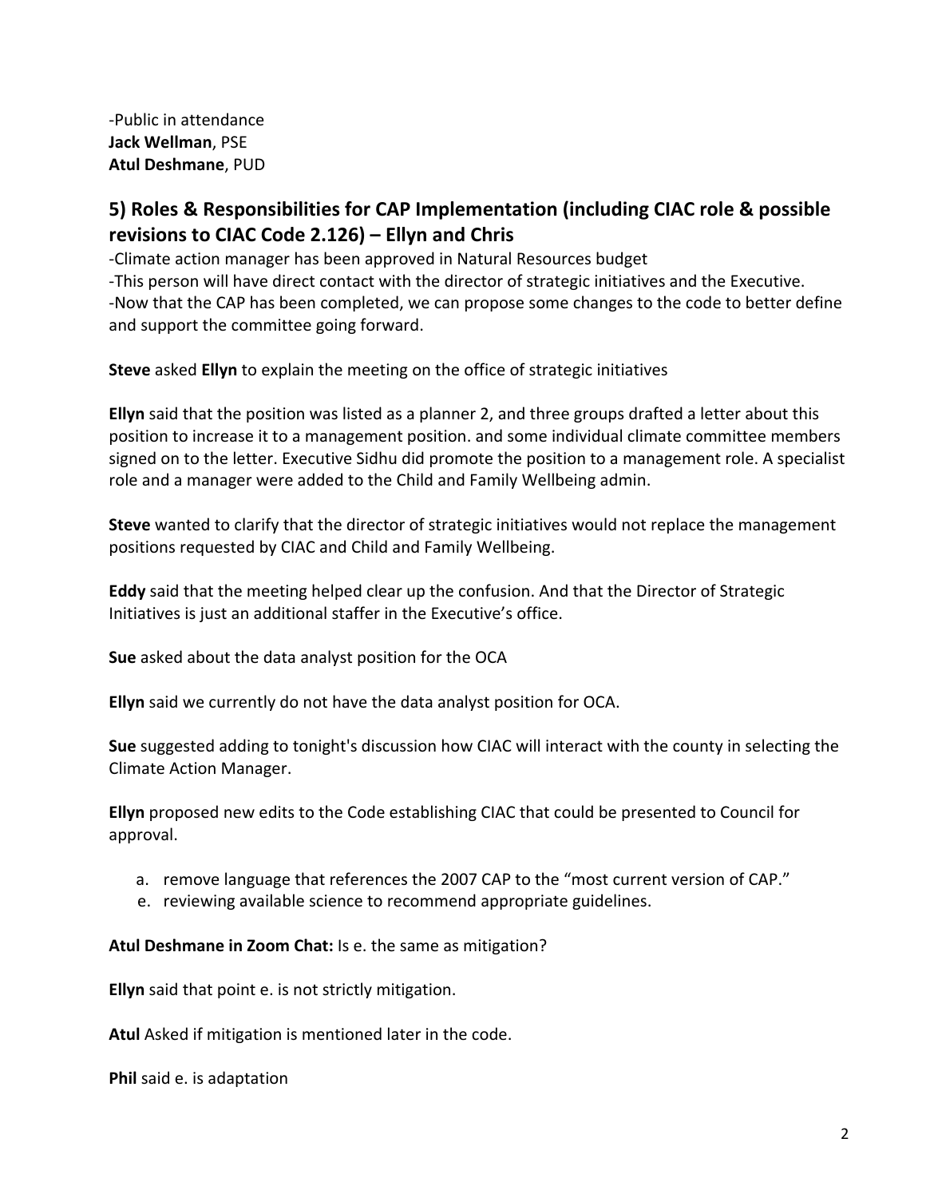-Public in attendance
**Jack Wellman**, PSE
**Atul Deshmane**, PUD

## 5) Roles & Responsibilities for CAP Implementation (including CIAC role & possible revisions to CIAC Code 2.126) – Ellyn and Chris

-Climate action manager has been approved in Natural Resources budget
-This person will have direct contact with the director of strategic initiatives and the Executive.
-Now that the CAP has been completed, we can propose some changes to the code to better define and support the committee going forward.

**Steve** asked **Ellyn** to explain the meeting on the office of strategic initiatives

**Ellyn** said that the position was listed as a planner 2, and three groups drafted a letter about this position to increase it to a management position. and some individual climate committee members signed on to the letter. Executive Sidhu did promote the position to a management role. A specialist role and a manager were added to the Child and Family Wellbeing admin.

**Steve** wanted to clarify that the director of strategic initiatives would not replace the management positions requested by CIAC and Child and Family Wellbeing.

**Eddy** said that the meeting helped clear up the confusion. And that the Director of Strategic Initiatives is just an additional staffer in the Executive's office.

**Sue** asked about the data analyst position for the OCA

**Ellyn** said we currently do not have the data analyst position for OCA.

**Sue** suggested adding to tonight's discussion how CIAC will interact with the county in selecting the Climate Action Manager.

**Ellyn** proposed new edits to the Code establishing CIAC that could be presented to Council for approval.

a. remove language that references the 2007 CAP to the "most current version of CAP."
e. reviewing available science to recommend appropriate guidelines.

**Atul Deshmane in Zoom Chat:** Is e. the same as mitigation?

**Ellyn** said that point e. is not strictly mitigation.

**Atul** Asked if mitigation is mentioned later in the code.

**Phil** said e. is adaptation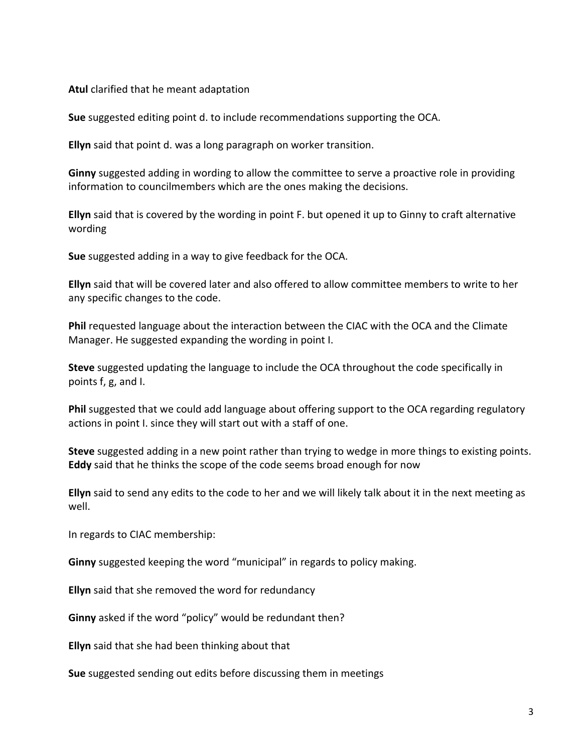**Atul** clarified that he meant adaptation

**Sue** suggested editing point d. to include recommendations supporting the OCA.

**Ellyn** said that point d. was a long paragraph on worker transition.

**Ginny** suggested adding in wording to allow the committee to serve a proactive role in providing information to councilmembers which are the ones making the decisions.

**Ellyn** said that is covered by the wording in point F. but opened it up to Ginny to craft alternative wording

**Sue** suggested adding in a way to give feedback for the OCA.

**Ellyn** said that will be covered later and also offered to allow committee members to write to her any specific changes to the code.

**Phil** requested language about the interaction between the CIAC with the OCA and the Climate Manager. He suggested expanding the wording in point I.

**Steve** suggested updating the language to include the OCA throughout the code specifically in points f, g, and I.

**Phil** suggested that we could add language about offering support to the OCA regarding regulatory actions in point I. since they will start out with a staff of one.

**Steve** suggested adding in a new point rather than trying to wedge in more things to existing points.
**Eddy** said that he thinks the scope of the code seems broad enough for now

**Ellyn** said to send any edits to the code to her and we will likely talk about it in the next meeting as well.

In regards to CIAC membership:

**Ginny** suggested keeping the word "municipal" in regards to policy making.

**Ellyn** said that she removed the word for redundancy

**Ginny** asked if the word "policy" would be redundant then?

**Ellyn** said that she had been thinking about that

**Sue** suggested sending out edits before discussing them in meetings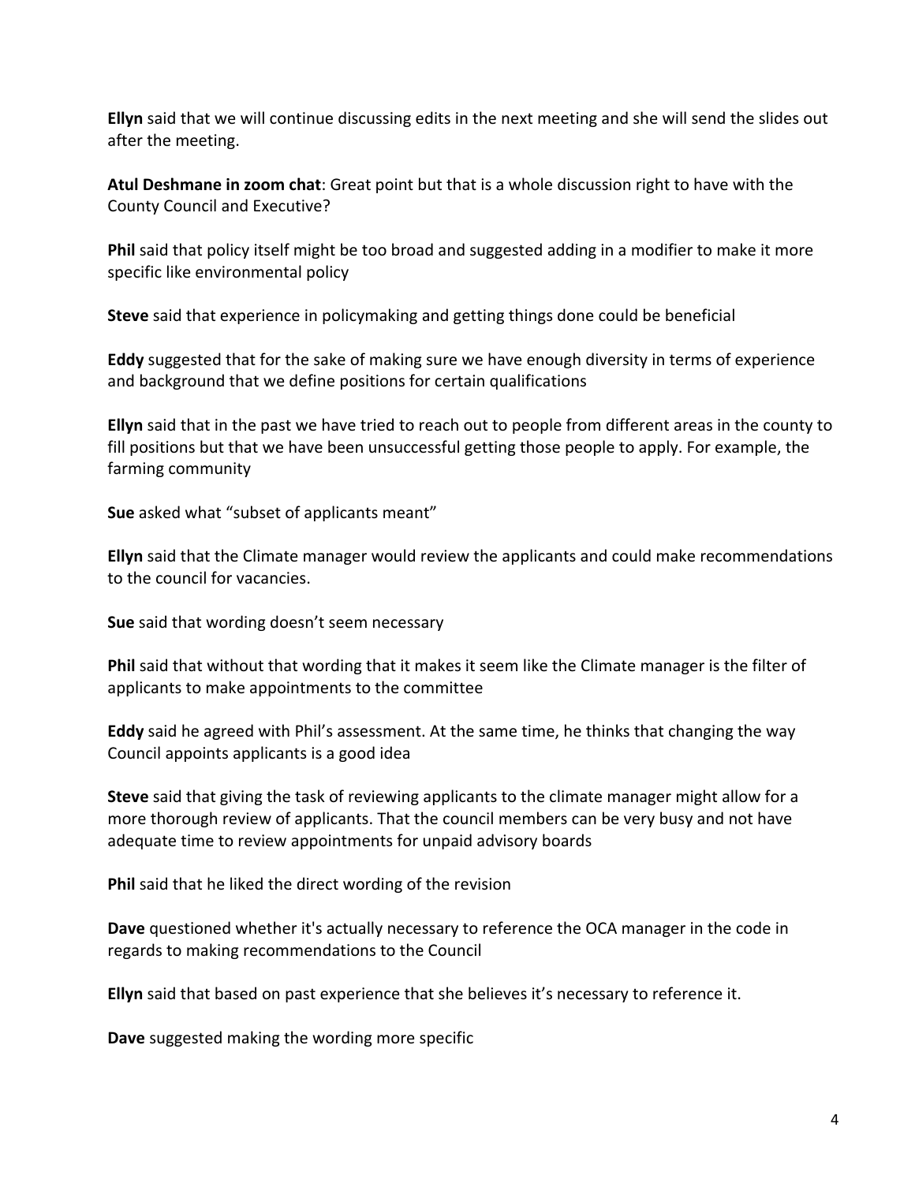**Ellyn** said that we will continue discussing edits in the next meeting and she will send the slides out after the meeting.

**Atul Deshmane in zoom chat**: Great point but that is a whole discussion right to have with the County Council and Executive?

**Phil** said that policy itself might be too broad and suggested adding in a modifier to make it more specific like environmental policy

**Steve** said that experience in policymaking and getting things done could be beneficial

**Eddy** suggested that for the sake of making sure we have enough diversity in terms of experience and background that we define positions for certain qualifications

**Ellyn** said that in the past we have tried to reach out to people from different areas in the county to fill positions but that we have been unsuccessful getting those people to apply. For example, the farming community

**Sue** asked what "subset of applicants meant"

**Ellyn** said that the Climate manager would review the applicants and could make recommendations to the council for vacancies.

**Sue** said that wording doesn't seem necessary

**Phil** said that without that wording that it makes it seem like the Climate manager is the filter of applicants to make appointments to the committee

**Eddy** said he agreed with Phil's assessment. At the same time, he thinks that changing the way Council appoints applicants is a good idea

**Steve** said that giving the task of reviewing applicants to the climate manager might allow for a more thorough review of applicants. That the council members can be very busy and not have adequate time to review appointments for unpaid advisory boards

**Phil** said that he liked the direct wording of the revision

**Dave** questioned whether it's actually necessary to reference the OCA manager in the code in regards to making recommendations to the Council

**Ellyn** said that based on past experience that she believes it's necessary to reference it.

**Dave** suggested making the wording more specific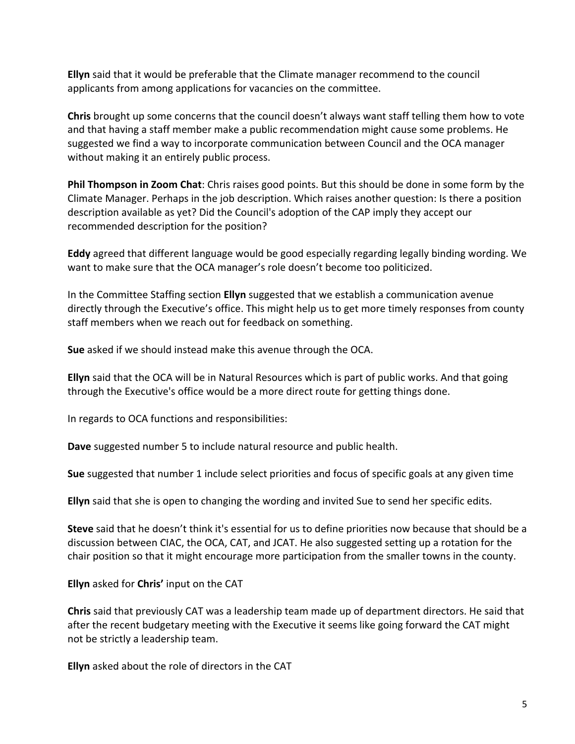**Ellyn** said that it would be preferable that the Climate manager recommend to the council applicants from among applications for vacancies on the committee.

**Chris** brought up some concerns that the council doesn't always want staff telling them how to vote and that having a staff member make a public recommendation might cause some problems. He suggested we find a way to incorporate communication between Council and the OCA manager without making it an entirely public process.

**Phil Thompson in Zoom Chat**: Chris raises good points. But this should be done in some form by the Climate Manager. Perhaps in the job description. Which raises another question: Is there a position description available as yet? Did the Council's adoption of the CAP imply they accept our recommended description for the position?

**Eddy** agreed that different language would be good especially regarding legally binding wording. We want to make sure that the OCA manager's role doesn't become too politicized.

In the Committee Staffing section **Ellyn** suggested that we establish a communication avenue directly through the Executive's office. This might help us to get more timely responses from county staff members when we reach out for feedback on something.

**Sue** asked if we should instead make this avenue through the OCA.

**Ellyn** said that the OCA will be in Natural Resources which is part of public works. And that going through the Executive's office would be a more direct route for getting things done.

In regards to OCA functions and responsibilities:

**Dave** suggested number 5 to include natural resource and public health.

**Sue** suggested that number 1 include select priorities and focus of specific goals at any given time

**Ellyn** said that she is open to changing the wording and invited Sue to send her specific edits.

**Steve** said that he doesn't think it's essential for us to define priorities now because that should be a discussion between CIAC, the OCA, CAT, and JCAT. He also suggested setting up a rotation for the chair position so that it might encourage more participation from the smaller towns in the county.

**Ellyn** asked for **Chris'** input on the CAT

**Chris** said that previously CAT was a leadership team made up of department directors. He said that after the recent budgetary meeting with the Executive it seems like going forward the CAT might not be strictly a leadership team.

**Ellyn** asked about the role of directors in the CAT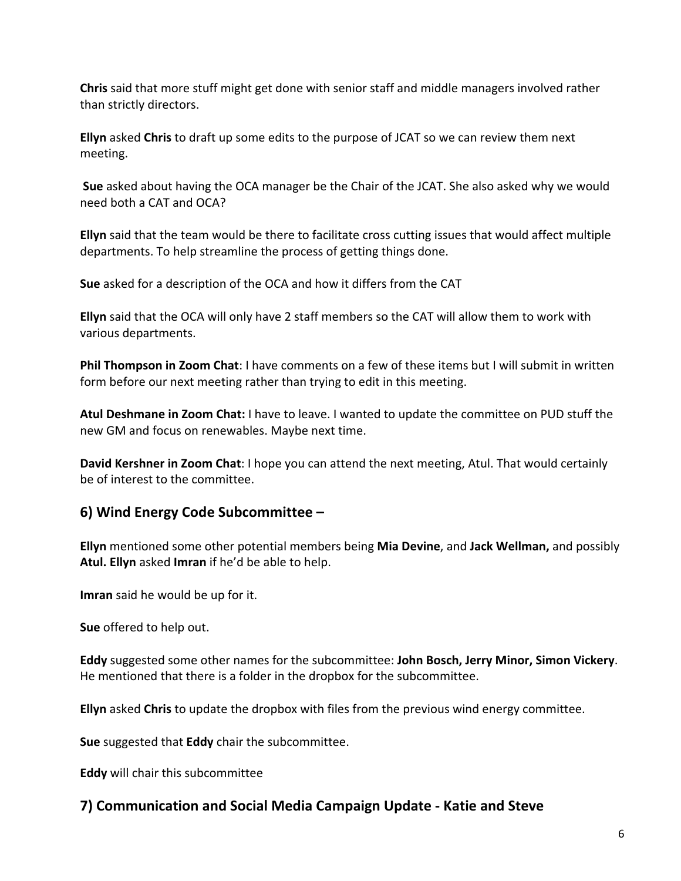**Chris** said that more stuff might get done with senior staff and middle managers involved rather than strictly directors.

**Ellyn** asked **Chris** to draft up some edits to the purpose of JCAT so we can review them next meeting.

**Sue** asked about having the OCA manager be the Chair of the JCAT. She also asked why we would need both a CAT and OCA?

**Ellyn** said that the team would be there to facilitate cross cutting issues that would affect multiple departments. To help streamline the process of getting things done.

**Sue** asked for a description of the OCA and how it differs from the CAT

**Ellyn** said that the OCA will only have 2 staff members so the CAT will allow them to work with various departments.

**Phil Thompson in Zoom Chat**: I have comments on a few of these items but I will submit in written form before our next meeting rather than trying to edit in this meeting.

**Atul Deshmane in Zoom Chat:** I have to leave. I wanted to update the committee on PUD stuff the new GM and focus on renewables. Maybe next time.

**David Kershner in Zoom Chat**: I hope you can attend the next meeting, Atul. That would certainly be of interest to the committee.

## 6) Wind Energy Code Subcommittee –

**Ellyn** mentioned some other potential members being **Mia Devine**, and **Jack Wellman,** and possibly **Atul. Ellyn** asked **Imran** if he'd be able to help.

**Imran** said he would be up for it.

**Sue** offered to help out.

**Eddy** suggested some other names for the subcommittee: **John Bosch, Jerry Minor, Simon Vickery**. He mentioned that there is a folder in the dropbox for the subcommittee.

**Ellyn** asked **Chris** to update the dropbox with files from the previous wind energy committee.

**Sue** suggested that **Eddy** chair the subcommittee.

**Eddy** will chair this subcommittee

## 7) Communication and Social Media Campaign Update - Katie and Steve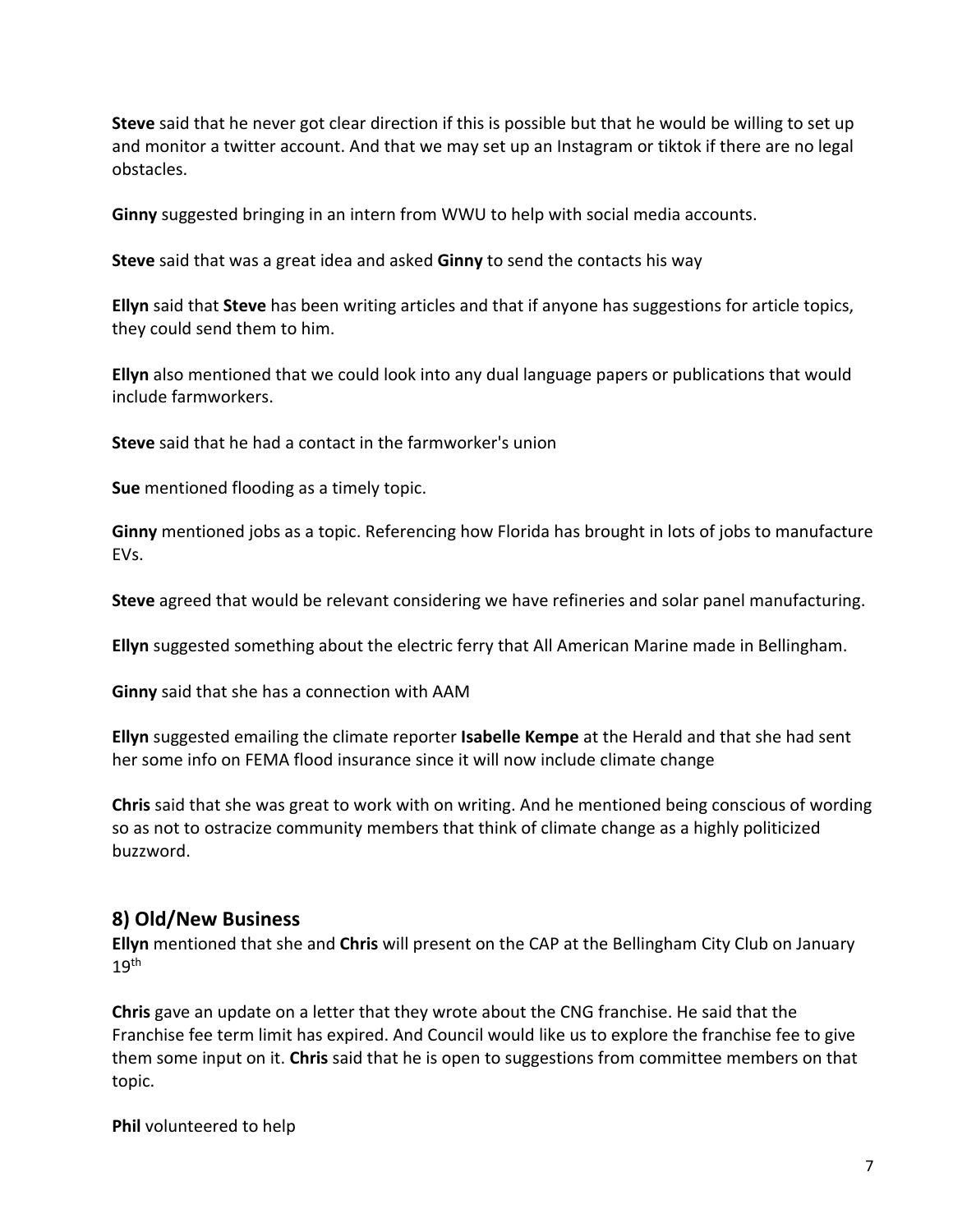**Steve** said that he never got clear direction if this is possible but that he would be willing to set up and monitor a twitter account. And that we may set up an Instagram or tiktok if there are no legal obstacles.

**Ginny** suggested bringing in an intern from WWU to help with social media accounts.

**Steve** said that was a great idea and asked **Ginny** to send the contacts his way

**Ellyn** said that **Steve** has been writing articles and that if anyone has suggestions for article topics, they could send them to him.

**Ellyn** also mentioned that we could look into any dual language papers or publications that would include farmworkers.

**Steve** said that he had a contact in the farmworker's union

**Sue** mentioned flooding as a timely topic.

**Ginny** mentioned jobs as a topic. Referencing how Florida has brought in lots of jobs to manufacture EVs.

**Steve** agreed that would be relevant considering we have refineries and solar panel manufacturing.

**Ellyn** suggested something about the electric ferry that All American Marine made in Bellingham.

**Ginny** said that she has a connection with AAM

**Ellyn** suggested emailing the climate reporter **Isabelle Kempe** at the Herald and that she had sent her some info on FEMA flood insurance since it will now include climate change

**Chris** said that she was great to work with on writing. And he mentioned being conscious of wording so as not to ostracize community members that think of climate change as a highly politicized buzzword.

## 8) Old/New Business

**Ellyn** mentioned that she and **Chris** will present on the CAP at the Bellingham City Club on January 19th

**Chris** gave an update on a letter that they wrote about the CNG franchise. He said that the Franchise fee term limit has expired. And Council would like us to explore the franchise fee to give them some input on it. **Chris** said that he is open to suggestions from committee members on that topic.

**Phil** volunteered to help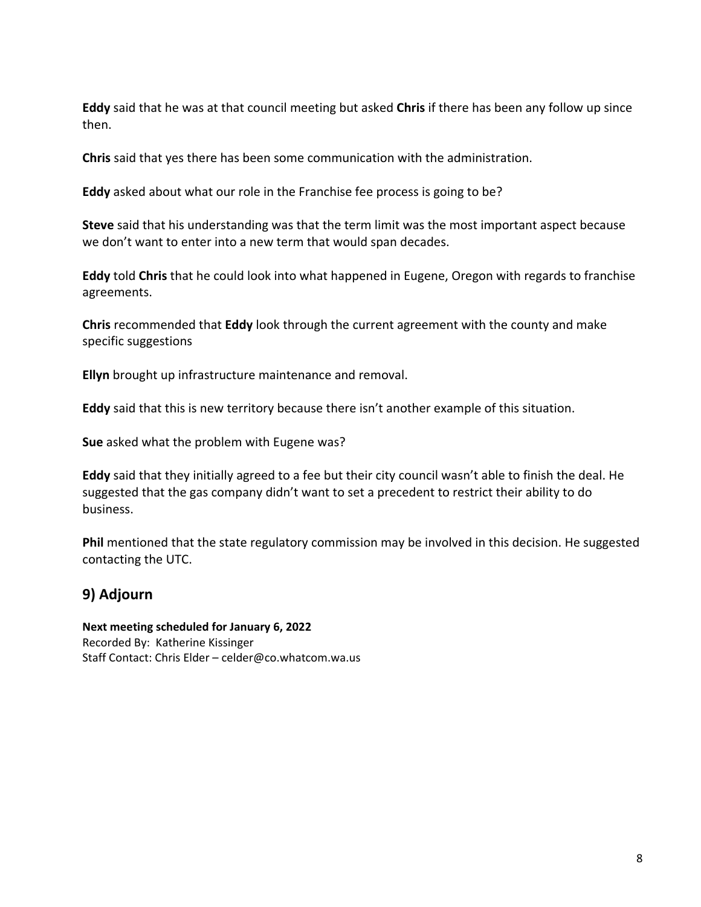**Eddy** said that he was at that council meeting but asked **Chris** if there has been any follow up since then.

**Chris** said that yes there has been some communication with the administration.

**Eddy** asked about what our role in the Franchise fee process is going to be?

**Steve** said that his understanding was that the term limit was the most important aspect because we don't want to enter into a new term that would span decades.

**Eddy** told **Chris** that he could look into what happened in Eugene, Oregon with regards to franchise agreements.

**Chris** recommended that **Eddy** look through the current agreement with the county and make specific suggestions

**Ellyn** brought up infrastructure maintenance and removal.

**Eddy** said that this is new territory because there isn't another example of this situation.

**Sue** asked what the problem with Eugene was?

**Eddy** said that they initially agreed to a fee but their city council wasn't able to finish the deal. He suggested that the gas company didn't want to set a precedent to restrict their ability to do business.

**Phil** mentioned that the state regulatory commission may be involved in this decision. He suggested contacting the UTC.

## 9) Adjourn

**Next meeting scheduled for January 6, 2022**
Recorded By: Katherine Kissinger
Staff Contact: Chris Elder – celder@co.whatcom.wa.us